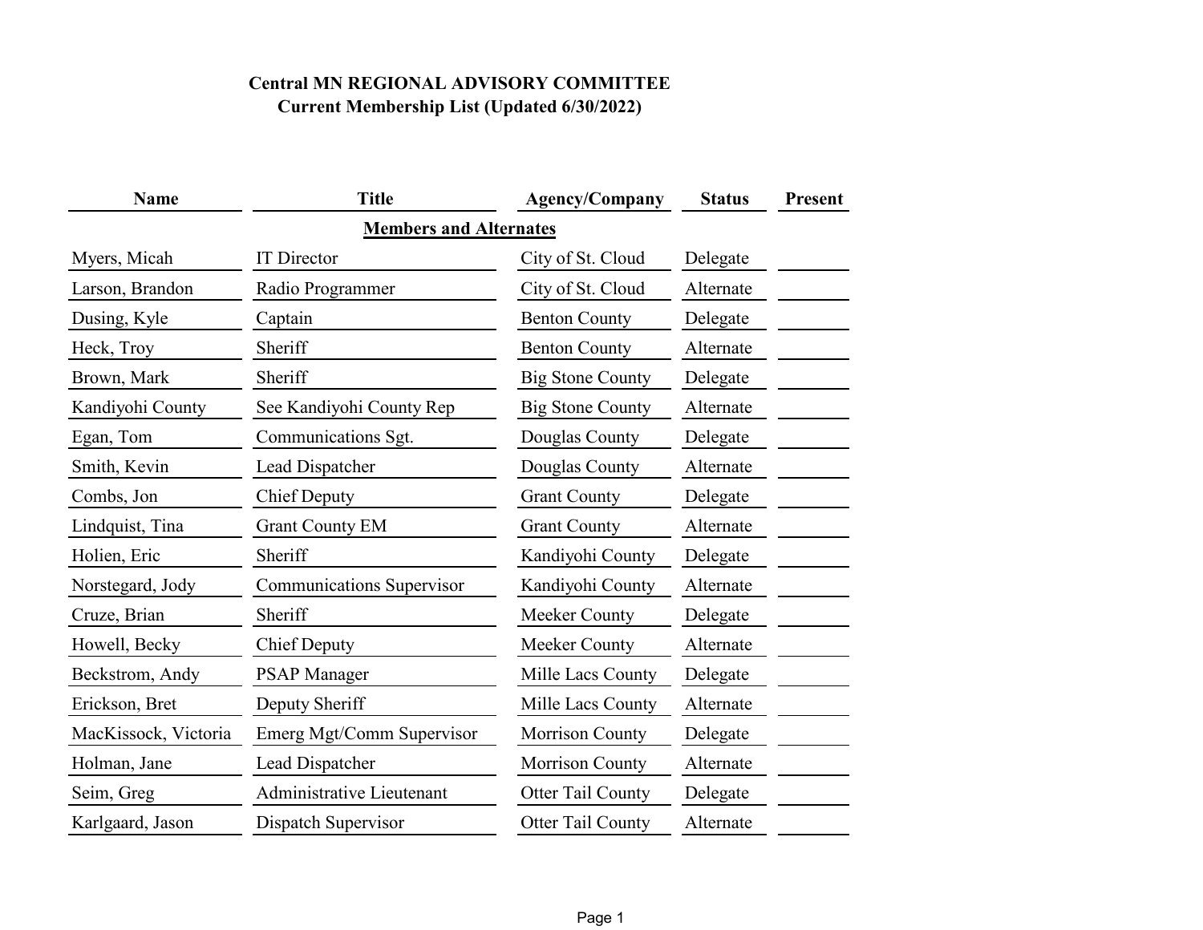# Central MN REGIONAL ADVISORY COMMITTEE
## Current Membership List (Updated 6/30/2022)

| Name | Title | Agency/Company | Status | Present |
|---|---|---|---|---|
| | **Members and Alternates** | | | |
| Myers, Micah | IT Director | City of St. Cloud | Delegate | |
| Larson, Brandon | Radio Programmer | City of St. Cloud | Alternate | |
| Dusing, Kyle | Captain | Benton County | Delegate | |
| Heck, Troy | Sheriff | Benton County | Alternate | |
| Brown, Mark | Sheriff | Big Stone County | Delegate | |
| Kandiyohi County | See Kandiyohi County Rep | Big Stone County | Alternate | |
| Egan, Tom | Communications Sgt. | Douglas County | Delegate | |
| Smith, Kevin | Lead Dispatcher | Douglas County | Alternate | |
| Combs, Jon | Chief Deputy | Grant County | Delegate | |
| Lindquist, Tina | Grant County EM | Grant County | Alternate | |
| Holien, Eric | Sheriff | Kandiyohi County | Delegate | |
| Norstegard, Jody | Communications Supervisor | Kandiyohi County | Alternate | |
| Cruze, Brian | Sheriff | Meeker County | Delegate | |
| Howell, Becky | Chief Deputy | Meeker County | Alternate | |
| Beckstrom, Andy | PSAP Manager | Mille Lacs County | Delegate | |
| Erickson, Bret | Deputy Sheriff | Mille Lacs County | Alternate | |
| MacKissock, Victoria | Emerg Mgt/Comm Supervisor | Morrison County | Delegate | |
| Holman, Jane | Lead Dispatcher | Morrison County | Alternate | |
| Seim, Greg | Administrative Lieutenant | Otter Tail County | Delegate | |
| Karlgaard, Jason | Dispatch Supervisor | Otter Tail County | Alternate | |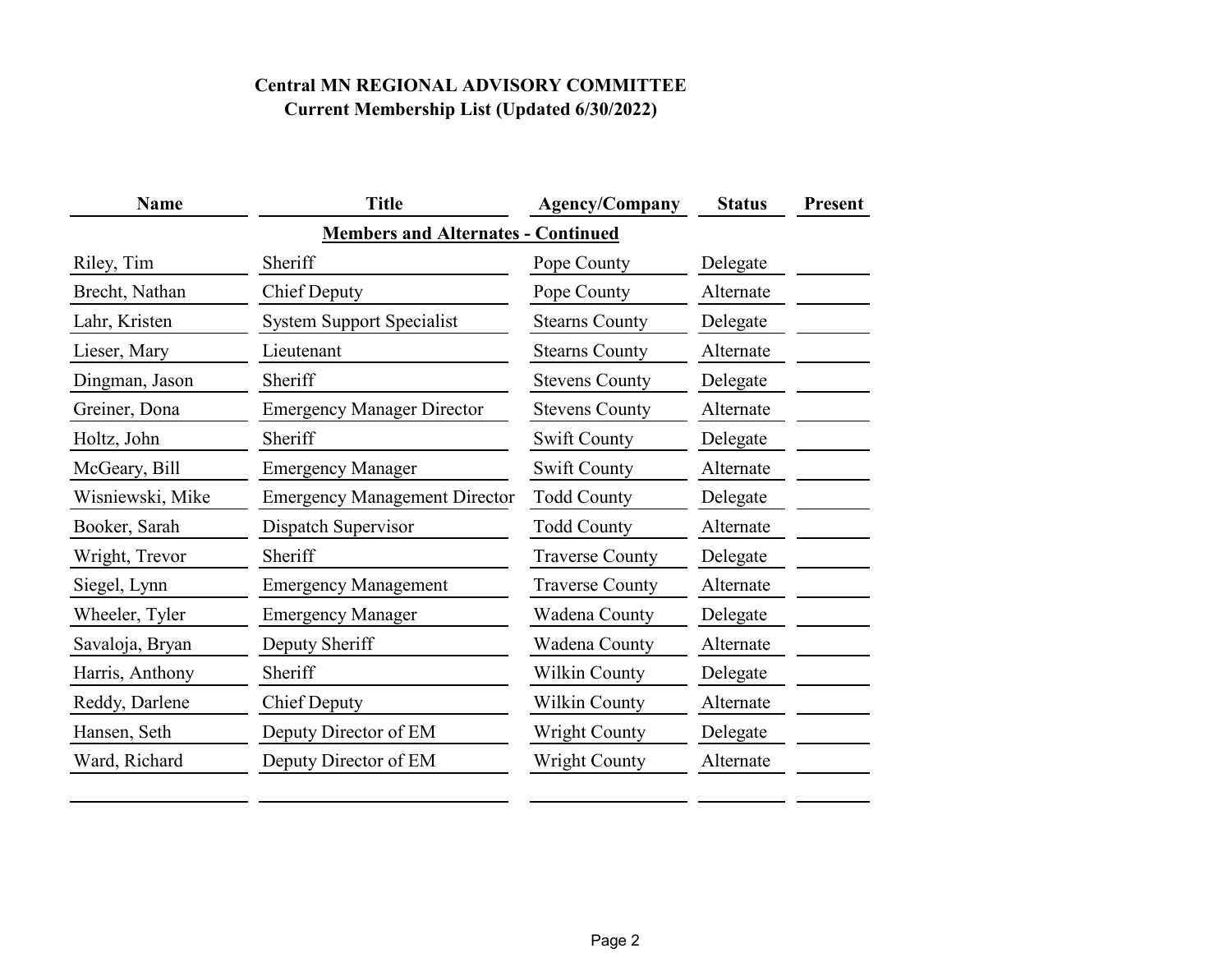**Central MN REGIONAL ADVISORY COMMITTEE**
**Current Membership List (Updated 6/30/2022)**

| Name | Title | Agency/Company | Status | Present |
|---|---|---|---|---|
| | **Members and Alternates - Continued** | | | |
| Riley, Tim | Sheriff | Pope County | Delegate | |
| Brecht, Nathan | Chief Deputy | Pope County | Alternate | |
| Lahr, Kristen | System Support Specialist | Stearns County | Delegate | |
| Lieser, Mary | Lieutenant | Stearns County | Alternate | |
| Dingman, Jason | Sheriff | Stevens County | Delegate | |
| Greiner, Dona | Emergency Manager Director | Stevens County | Alternate | |
| Holtz, John | Sheriff | Swift County | Delegate | |
| McGeary, Bill | Emergency Manager | Swift County | Alternate | |
| Wisniewski, Mike | Emergency Management Director | Todd County | Delegate | |
| Booker, Sarah | Dispatch Supervisor | Todd County | Alternate | |
| Wright, Trevor | Sheriff | Traverse County | Delegate | |
| Siegel, Lynn | Emergency Management | Traverse County | Alternate | |
| Wheeler, Tyler | Emergency Manager | Wadena County | Delegate | |
| Savaloja, Bryan | Deputy Sheriff | Wadena County | Alternate | |
| Harris, Anthony | Sheriff | Wilkin County | Delegate | |
| Reddy, Darlene | Chief Deputy | Wilkin County | Alternate | |
| Hansen, Seth | Deputy Director of EM | Wright County | Delegate | |
| Ward, Richard | Deputy Director of EM | Wright County | Alternate | |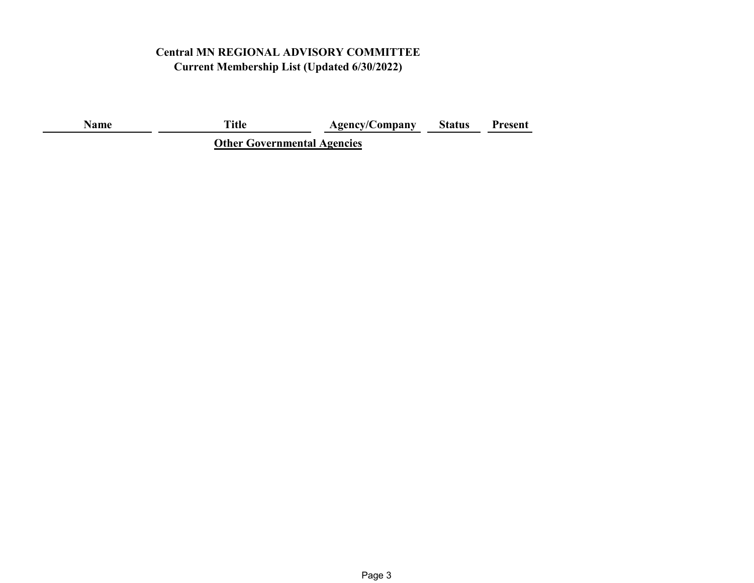**Central MN REGIONAL ADVISORY COMMITTEE**
**Current Membership List (Updated 6/30/2022)**

| Name | Title | Agency/Company | Status | Present |
|---|---|---|---|---|
| | **Other Governmental Agencies** | | | |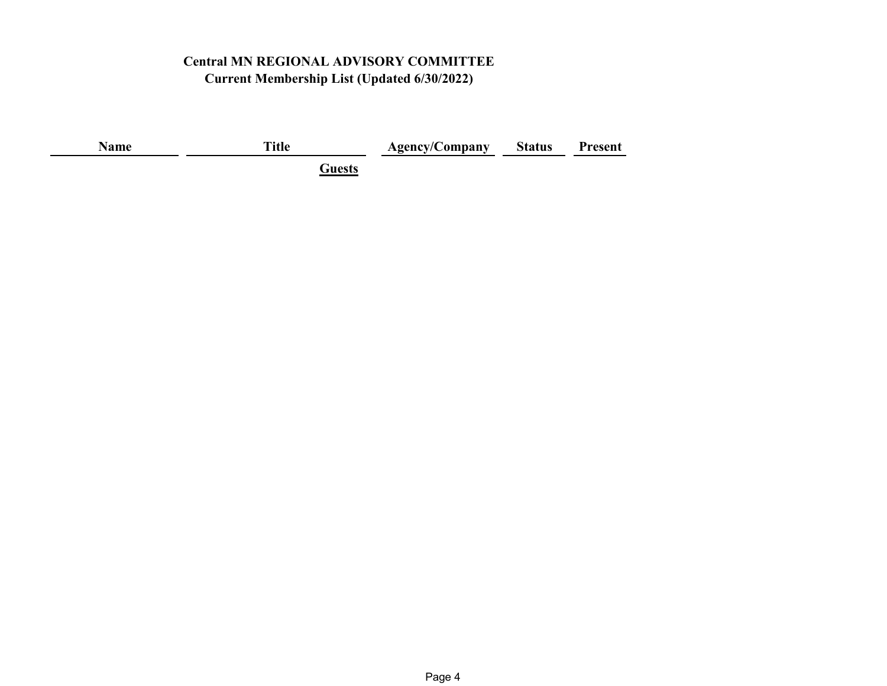**Central MN REGIONAL ADVISORY COMMITTEE**
**Current Membership List (Updated 6/30/2022)**

| Name | Title | Agency/Company | Status | Present |
|---|---|---|---|---|
| | **Guests** | | | |